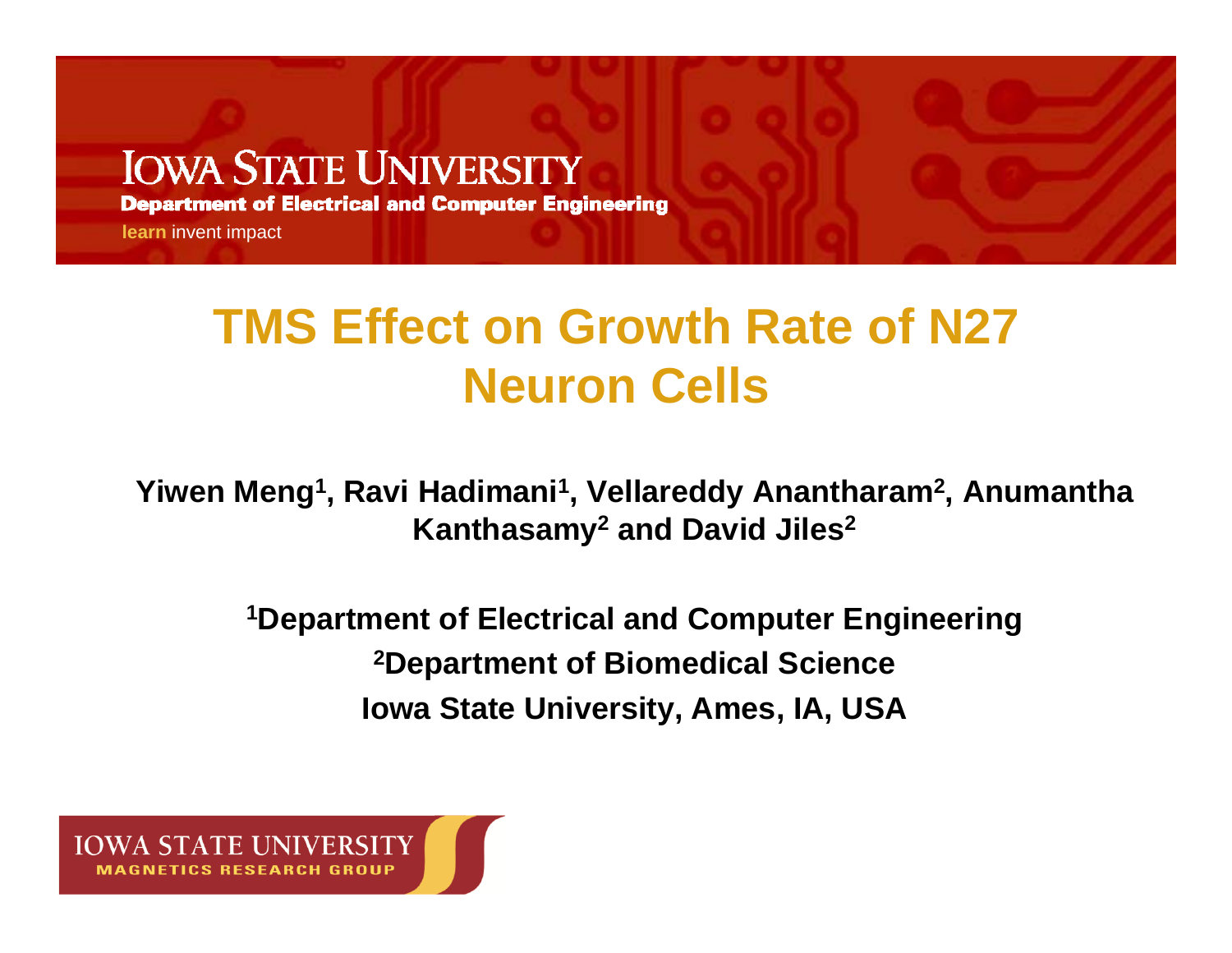IOWA STATE UNIVERSITY

Department of Electrical and Computer Engineering

learn invent impact

# TMS Effect on Growth Rate of N27 Neuron Cells

**Yiwen Meng[1], Ravi Hadimani[1], Vellareddy Anantharam[2], Anumantha Kanthasamy[2] and David Jiles[2]**

**[1]Department of Electrical and Computer Engineering**

**[2]Department of Biomedical Science**

**Iowa State University, Ames, IA, USA**

IOWA STATE UNIVERSITY

MAGNETICS RESEARCH GROUP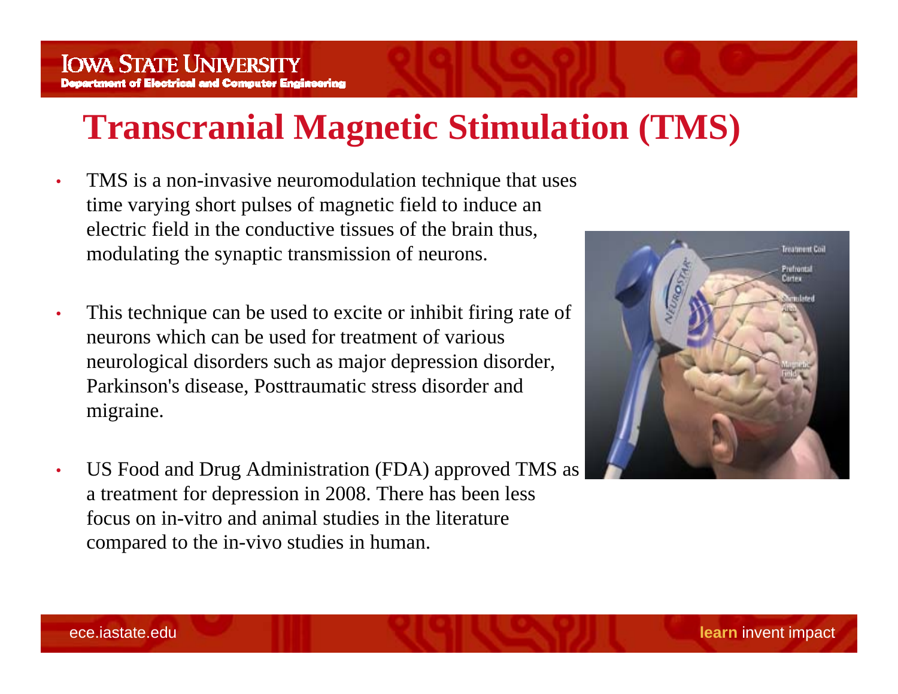# Transcranial Magnetic Stimulation (TMS)

- TMS is a non-invasive neuromodulation technique that uses time varying short pulses of magnetic field to induce an electric field in the conductive tissues of the brain thus, modulating the synaptic transmission of neurons.
- This technique can be used to excite or inhibit firing rate of neurons which can be used for treatment of various neurological disorders such as major depression disorder, Parkinson's disease, Posttraumatic stress disorder and migraine.
- US Food and Drug Administration (FDA) approved TMS as a treatment for depression in 2008. There has been less focus on in-vitro and animal studies in the literature compared to the in-vivo studies in human.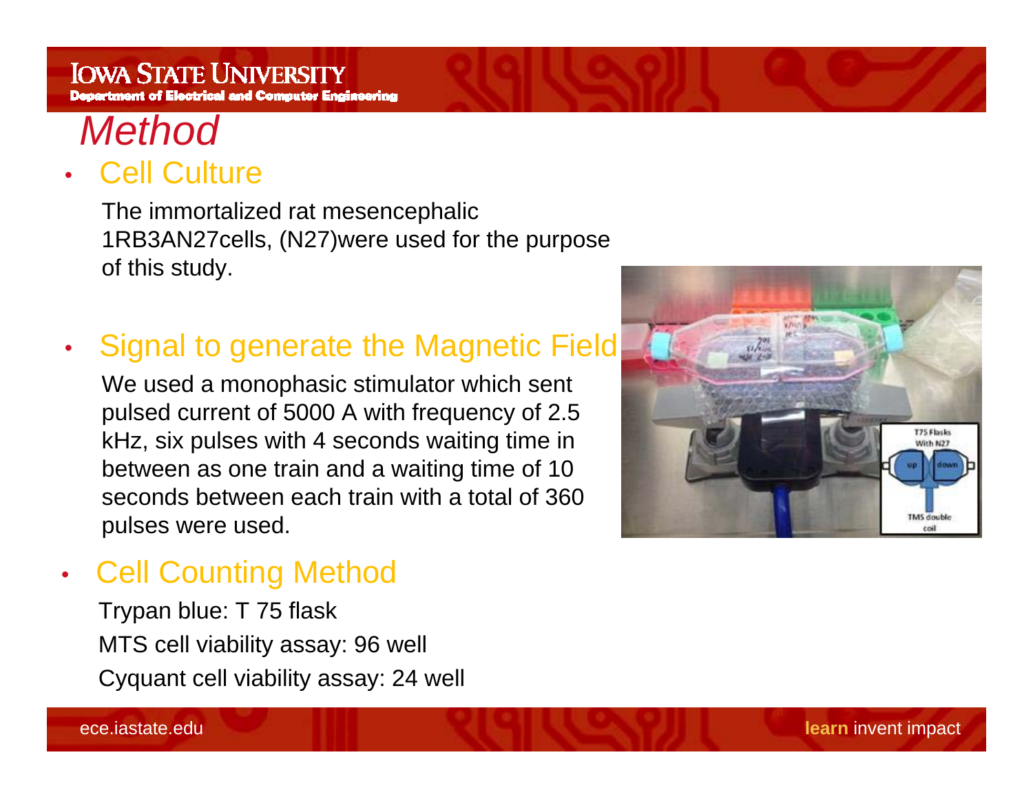# Method

- ## Cell Culture

  The immortalized rat mesencephalic 1RB3AN27cells, (N27)were used for the purpose of this study.

- ## Signal to generate the Magnetic Field

  We used a monophasic stimulator which sent pulsed current of 5000 A with frequency of 2.5 kHz, six pulses with 4 seconds waiting time in between as one train and a waiting time of 10 seconds between each train with a total of 360 pulses were used.

- ## Cell Counting Method

  Trypan blue: T 75 flask

  MTS cell viability assay: 96 well

  Cyquant cell viability assay: 24 well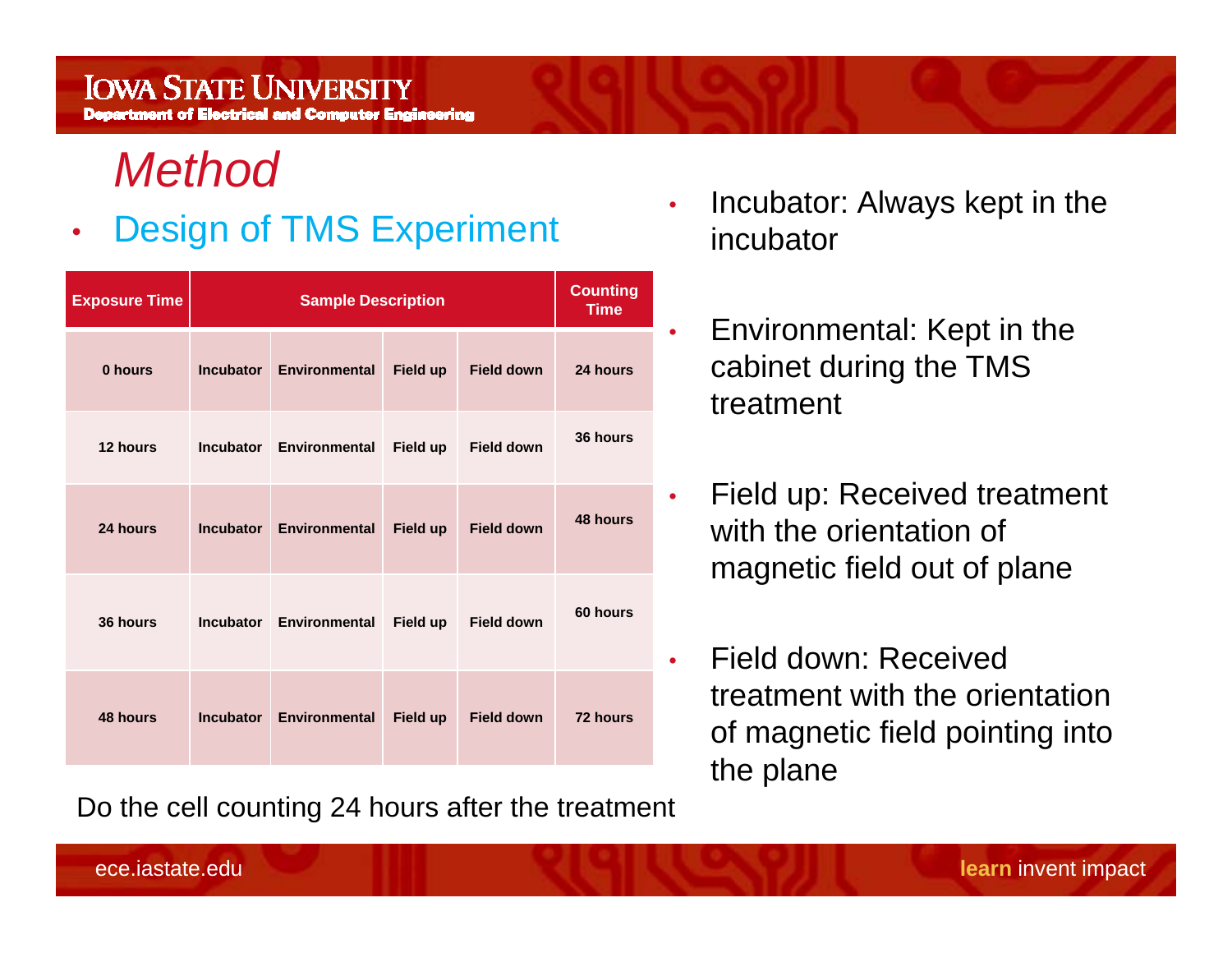# *Method*

- Design of TMS Experiment

| Exposure Time | Sample Description | | | | Counting Time |
|---|---|---|---|---|---|
| 0 hours | Incubator | Environmental | Field up | Field down | 24 hours |
| 12 hours | Incubator | Environmental | Field up | Field down | 36 hours |
| 24 hours | Incubator | Environmental | Field up | Field down | 48 hours |
| 36 hours | Incubator | Environmental | Field up | Field down | 60 hours |
| 48 hours | Incubator | Environmental | Field up | Field down | 72 hours |

Do the cell counting 24 hours after the treatment

- Incubator: Always kept in the incubator
- Environmental: Kept in the cabinet during the TMS treatment
- Field up: Received treatment with the orientation of magnetic field out of plane
- Field down: Received treatment with the orientation of magnetic field pointing into the plane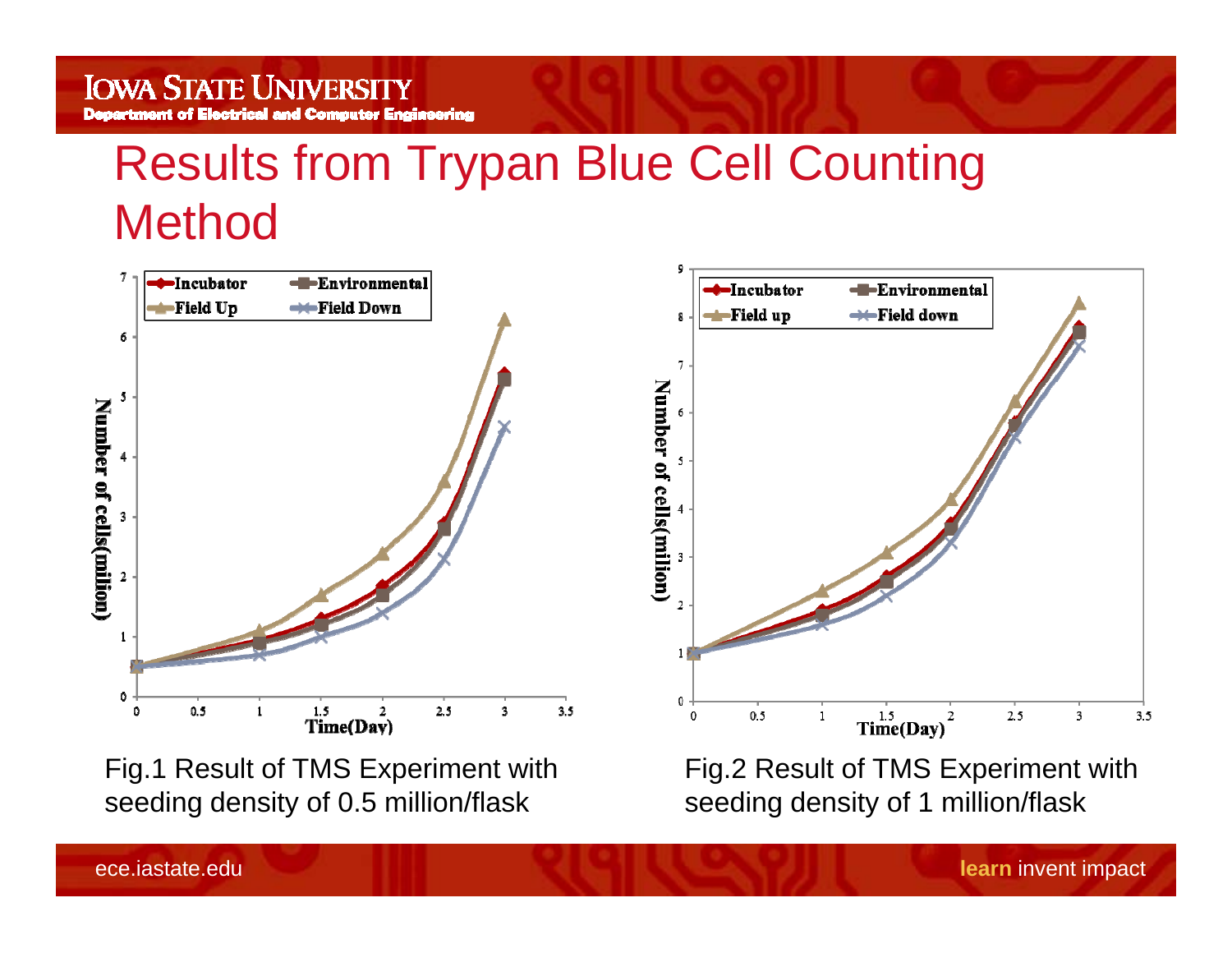# Results from Trypan Blue Cell Counting Method

Fig.1 Result of TMS Experiment with seeding density of 0.5 million/flask

Fig.2 Result of TMS Experiment with seeding density of 1 million/flask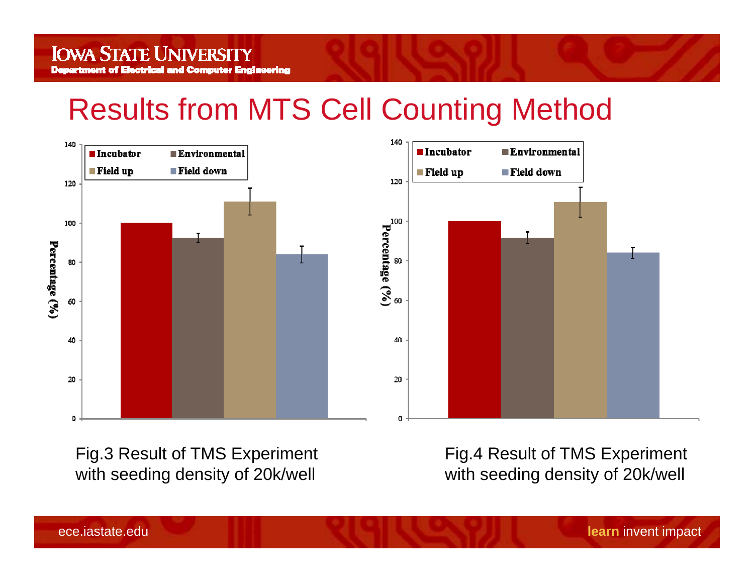# Results from MTS Cell Counting Method

Fig.3 Result of TMS Experiment with seeding density of 20k/well

Fig.4 Result of TMS Experiment with seeding density of 20k/well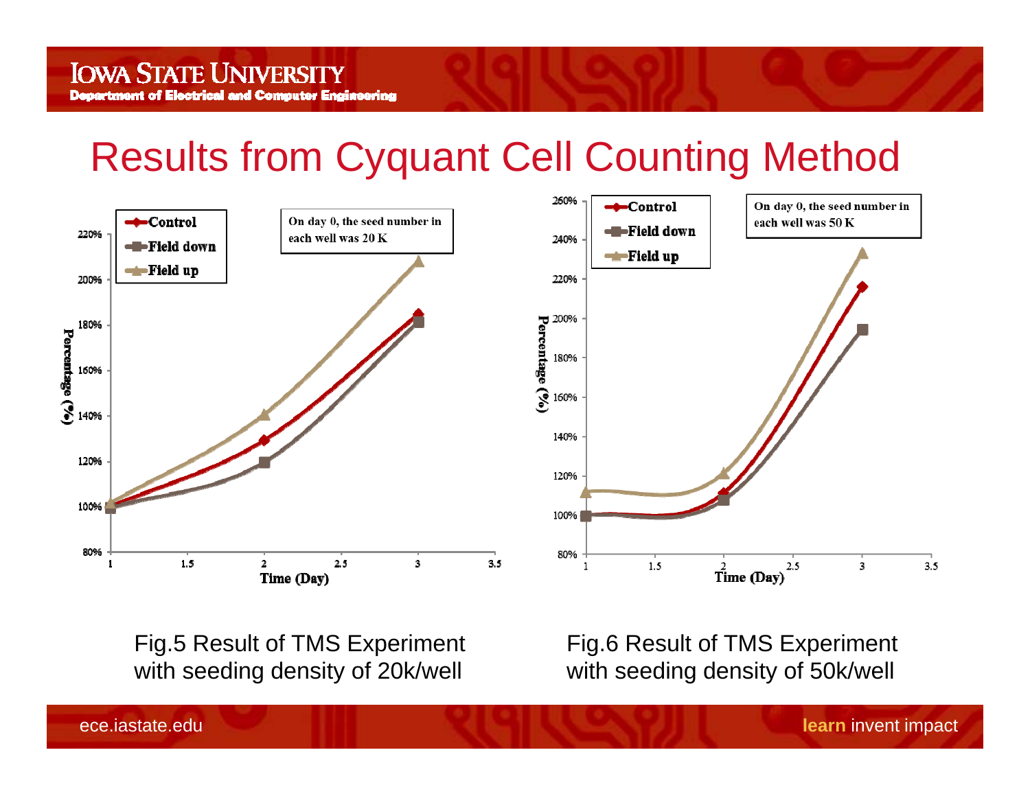# Results from Cyquant Cell Counting Method

Fig.5 Result of TMS Experiment with seeding density of 20k/well

Fig.6 Result of TMS Experiment with seeding density of 50k/well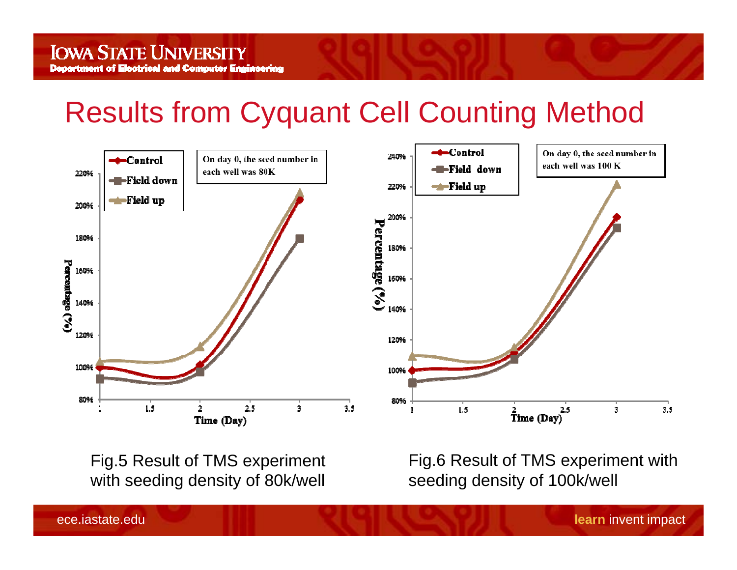# Results from Cyquant Cell Counting Method

Fig.5 Result of TMS experiment with seeding density of 80k/well

Fig.6 Result of TMS experiment with seeding density of 100k/well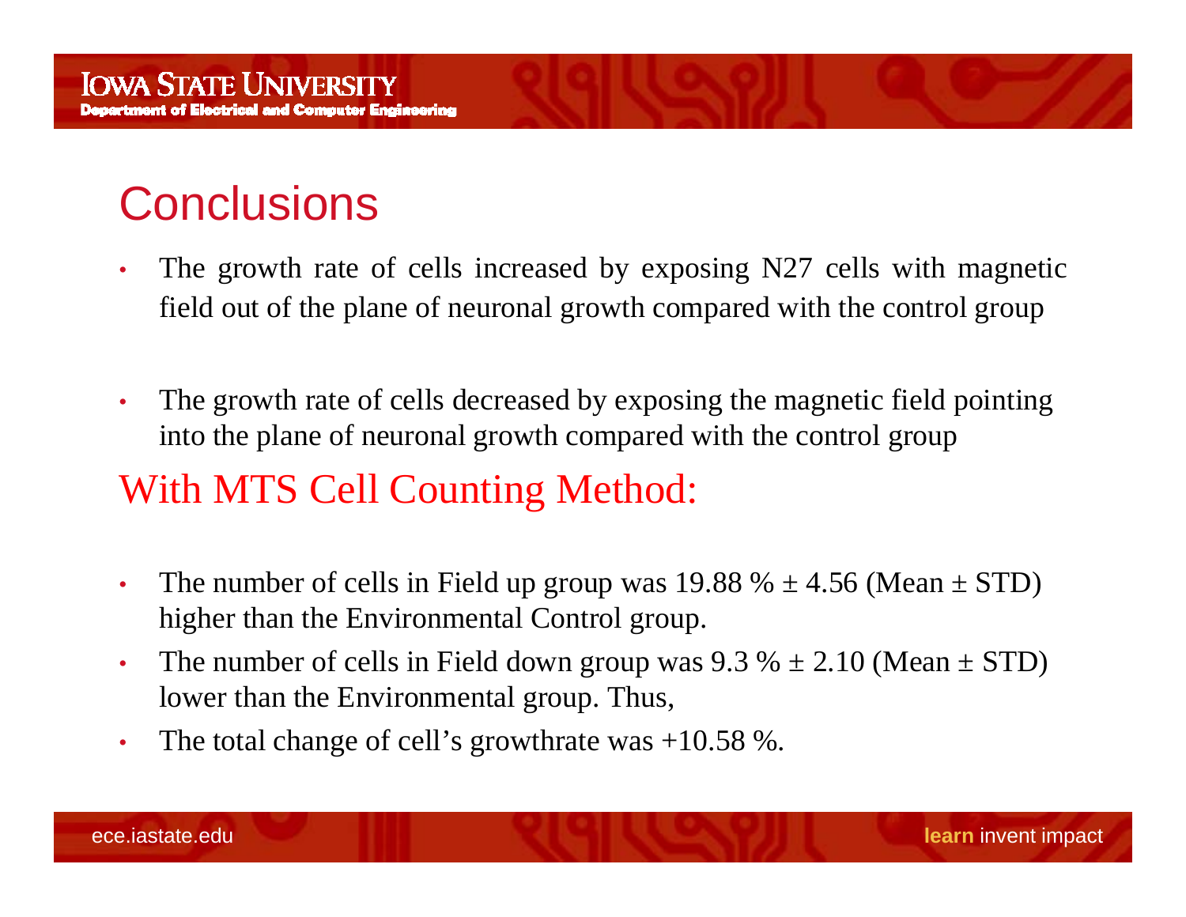# Conclusions

- The growth rate of cells increased by exposing N27 cells with magnetic field out of the plane of neuronal growth compared with the control group
- The growth rate of cells decreased by exposing the magnetic field pointing into the plane of neuronal growth compared with the control group

## With MTS Cell Counting Method:

- The number of cells in Field up group was 19.88 % $\pm$ 4.56 (Mean $\pm$ STD) higher than the Environmental Control group.
- The number of cells in Field down group was 9.3 % $\pm$ 2.10 (Mean $\pm$ STD) lower than the Environmental group. Thus,
- The total change of cell's growthrate was +10.58 %.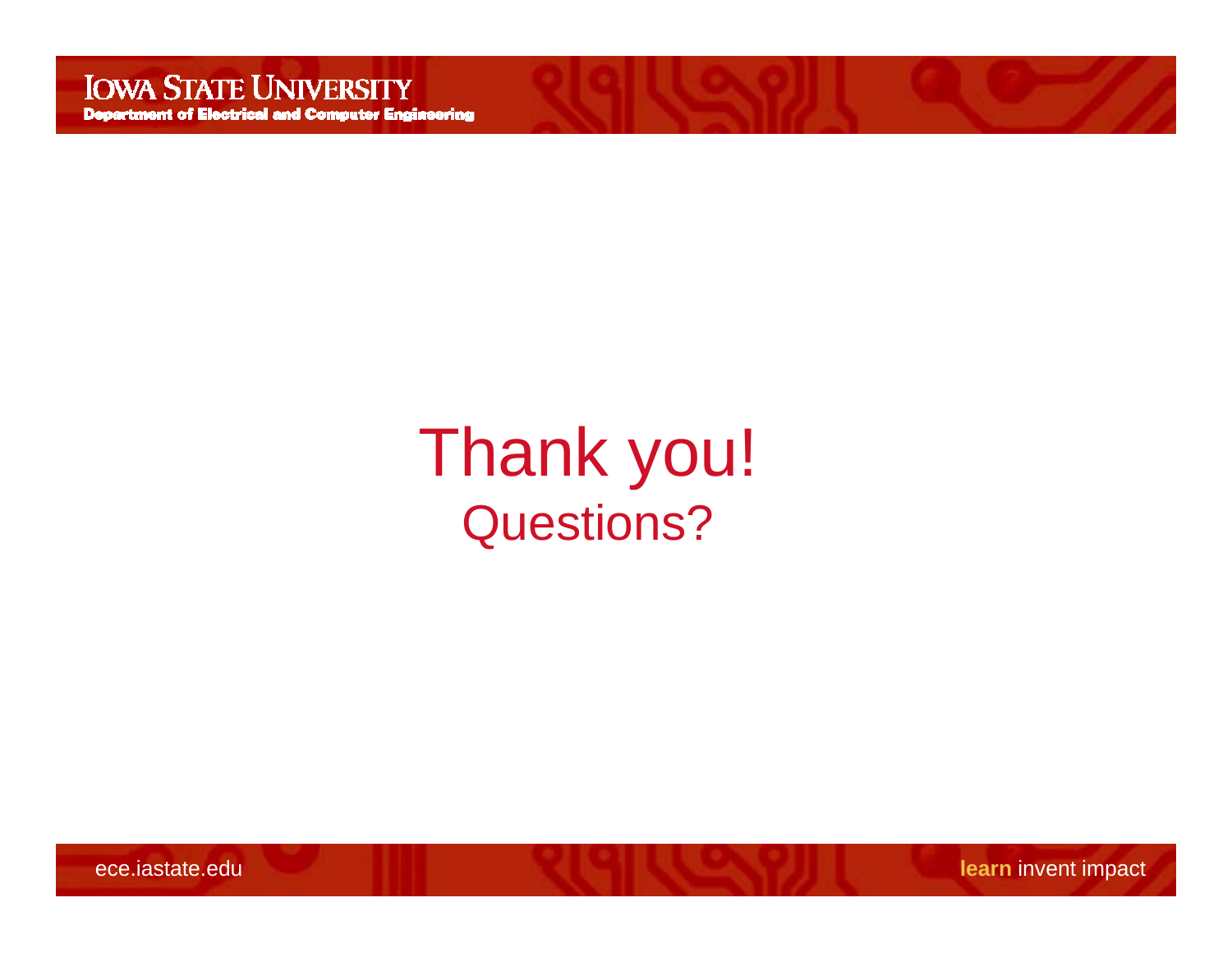# Thank you!

## Questions?